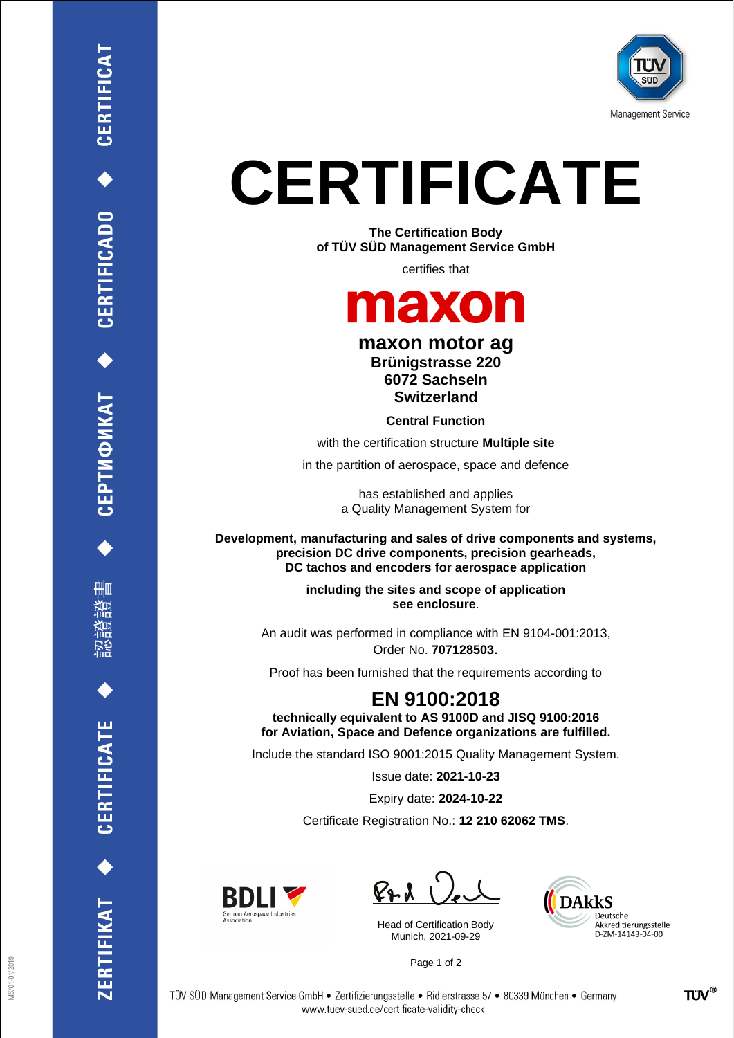Management Service

# CERTIFICATE

**The Certification Body**
**of TÜV SÜD Management Service GmbH**

certifies that

**maxon**

## maxon motor ag

**Brünigstrasse 220**
**6072 Sachseln**
**Switzerland**

**Central Function**

with the certification structure **Multiple site**

in the partition of aerospace, space and defence

has established and applies
a Quality Management System for

**Development, manufacturing and sales of drive components and systems, precision DC drive components, precision gearheads, DC tachos and encoders for aerospace application**

**including the sites and scope of application**
**see enclosure**.

An audit was performed in compliance with EN 9104-001:2013,
Order No. **707128503.**

Proof has been furnished that the requirements according to

## EN 9100:2018

**technically equivalent to AS 9100D and JISQ 9100:2016**
**for Aviation, Space and Defence organizations are fulfilled.**

Include the standard ISO 9001:2015 Quality Management System.

Issue date: **2021-10-23**

Expiry date: **2024-10-22**

Certificate Registration No.: **12 210 62062 TMS**.

BDLI – German Aerospace Industries Association

Head of Certification Body
Munich, 2021-09-29

DAkkS Deutsche Akkreditierungsstelle D-ZM-14143-04-00

ZERTIFIKAT ◆ CERTIFICATE ◆ 認證證書 ◆ СЕРТИФИКАТ ◆ CERTIFICADO ◆ CERTIFICAT

TÜV SÜD Management Service GmbH • Zertifizierungsstelle • Ridlerstrasse 57 • 80339 München • Germany
www.tuev-sued.de/certificate-validity-check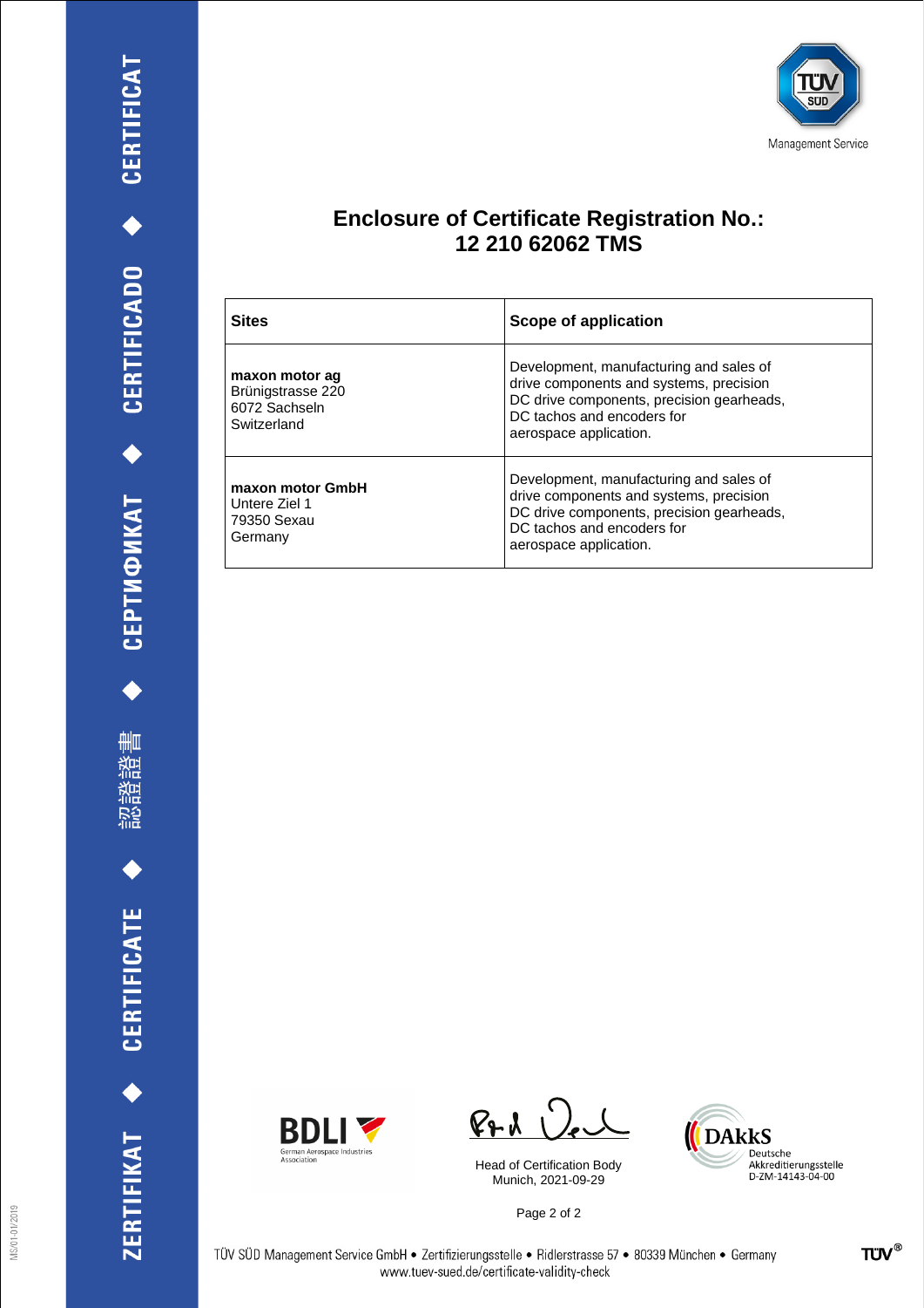# Enclosure of Certificate Registration No.: 12 210 62062 TMS

| Sites | Scope of application |
| --- | --- |
| **maxon motor ag**<br>Brünigstrasse 220<br>6072 Sachseln<br>Switzerland | Development, manufacturing and sales of drive components and systems, precision DC drive components, precision gearheads, DC tachos and encoders for aerospace application. |
| **maxon motor GmbH**<br>Untere Ziel 1<br>79350 Sexau<br>Germany | Development, manufacturing and sales of drive components and systems, precision DC drive components, precision gearheads, DC tachos and encoders for aerospace application. |

BDLI German Aerospace Industries Association

Head of Certification Body
Munich, 2021-09-29

DAkkS Deutsche Akkreditierungsstelle D-ZM-14143-04-00

TÜV SÜD Management Service GmbH • Zertifizierungsstelle • Ridlerstrasse 57 • 80339 München • Germany
www.tuev-sued.de/certificate-validity-check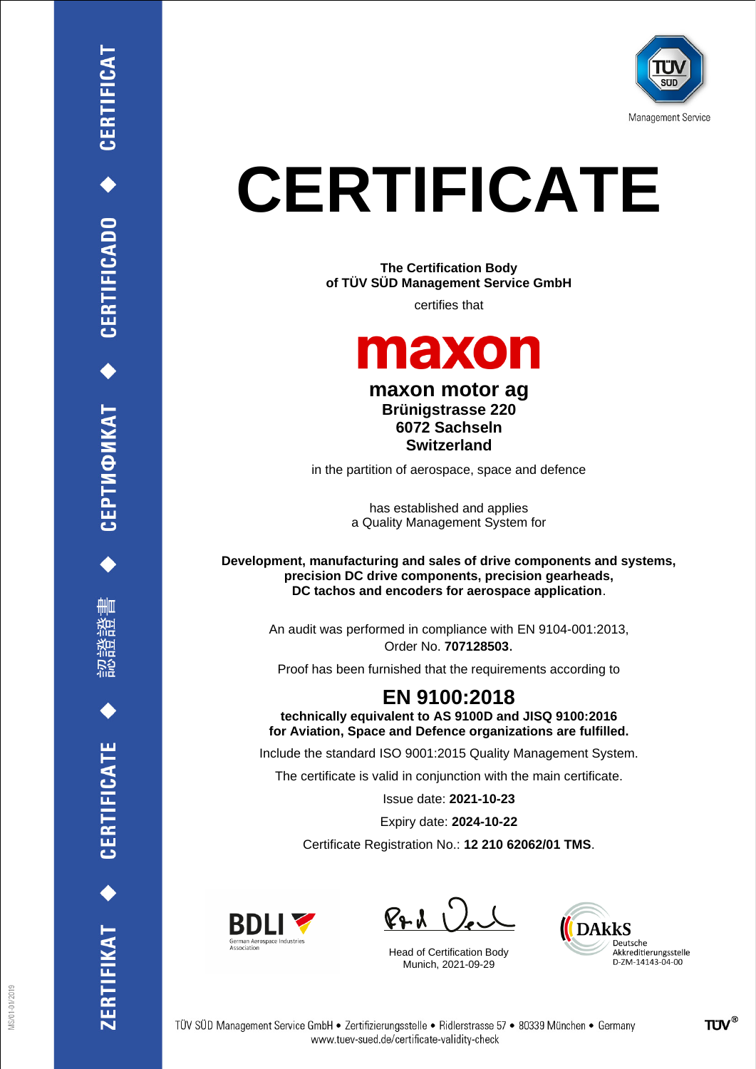ZERTIFIKAT ◆ CERTIFICATE ◆ 認證證書 ◆ СЕРТИФИКАТ ◆ CERTIFICADO ◆ CERTIFICAT

Management Service

# CERTIFICATE

**The Certification Body**
**of TÜV SÜD Management Service GmbH**

certifies that

**maxon**

**maxon motor ag**
**Brünigstrasse 220**
**6072 Sachseln**
**Switzerland**

in the partition of aerospace, space and defence

has established and applies
a Quality Management System for

**Development, manufacturing and sales of drive components and systems, precision DC drive components, precision gearheads, DC tachos and encoders for aerospace application**.

An audit was performed in compliance with EN 9104-001:2013,
Order No. **707128503.**

Proof has been furnished that the requirements according to

## EN 9100:2018

**technically equivalent to AS 9100D and JISQ 9100:2016**
**for Aviation, Space and Defence organizations are fulfilled.**

Include the standard ISO 9001:2015 Quality Management System.

The certificate is valid in conjunction with the main certificate.

Issue date: **2021-10-23**

Expiry date: **2024-10-22**

Certificate Registration No.: **12 210 62062/01 TMS**.

BDLI
German Aerospace Industries Association

Head of Certification Body
Munich, 2021-09-29

DAkkS
Deutsche Akkreditierungsstelle
D-ZM-14143-04-00

MS/01-01/2019

TÜV SÜD Management Service GmbH • Zertifizierungsstelle • Ridlerstrasse 57 • 80339 München • Germany
www.tuev-sued.de/certificate-validity-check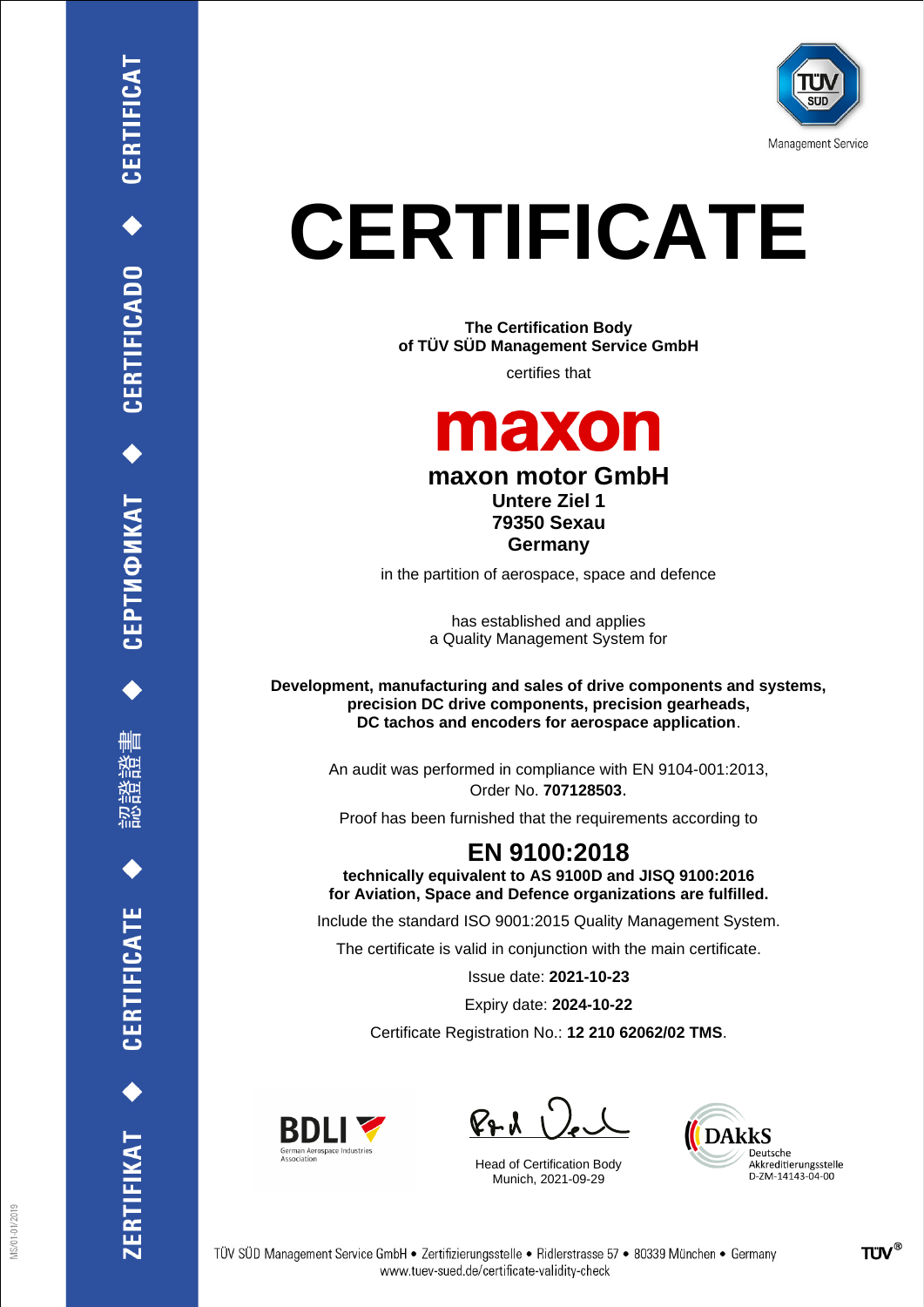ZERTIFIKAT ◆ CERTIFICATE ◆ 認證證書 ◆ СЕРТИФИКАТ ◆ CERTIFICADO ◆ CERTIFICAT

Management Service

# CERTIFICATE

**The Certification Body**
**of TÜV SÜD Management Service GmbH**

certifies that

maxon

**maxon motor GmbH**
**Untere Ziel 1**
**79350 Sexau**
**Germany**

in the partition of aerospace, space and defence

has established and applies
a Quality Management System for

**Development, manufacturing and sales of drive components and systems, precision DC drive components, precision gearheads, DC tachos and encoders for aerospace application**.

An audit was performed in compliance with EN 9104-001:2013,
Order No. **707128503.**

Proof has been furnished that the requirements according to

## EN 9100:2018

**technically equivalent to AS 9100D and JISQ 9100:2016**
**for Aviation, Space and Defence organizations are fulfilled.**

Include the standard ISO 9001:2015 Quality Management System.

The certificate is valid in conjunction with the main certificate.

Issue date: **2021-10-23**

Expiry date: **2024-10-22**

Certificate Registration No.: **12 210 62062/02 TMS**.

BDLI
German Aerospace Industries Association

Head of Certification Body
Munich, 2021-09-29

DAkkS
Deutsche Akkreditierungsstelle
D-ZM-14143-04-00

TÜV SÜD Management Service GmbH • Zertifizierungsstelle • Ridlerstrasse 57 • 80339 München • Germany
www.tuev-sued.de/certificate-validity-check